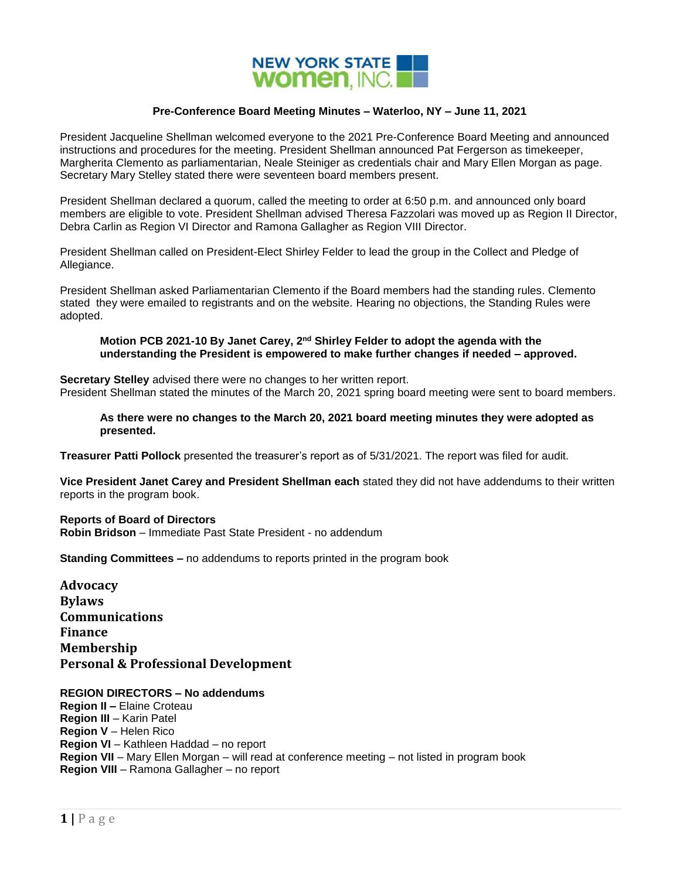NEW YORK STATE women, INC.

**Pre-Conference Board Meeting Minutes – Waterloo, NY – June 11, 2021**

President Jacqueline Shellman welcomed everyone to the 2021 Pre-Conference Board Meeting and announced instructions and procedures for the meeting. President Shellman announced Pat Fergerson as timekeeper, Margherita Clemento as parliamentarian, Neale Steiniger as credentials chair and Mary Ellen Morgan as page. Secretary Mary Stelley stated there were seventeen board members present.

President Shellman declared a quorum, called the meeting to order at 6:50 p.m. and announced only board members are eligible to vote. President Shellman advised Theresa Fazzolari was moved up as Region II Director, Debra Carlin as Region VI Director and Ramona Gallagher as Region VIII Director.

President Shellman called on President-Elect Shirley Felder to lead the group in the Collect and Pledge of Allegiance.

President Shellman asked Parliamentarian Clemento if the Board members had the standing rules. Clemento stated they were emailed to registrants and on the website. Hearing no objections, the Standing Rules were adopted.

> **Motion PCB 2021-10 By Janet Carey, 2nd Shirley Felder to adopt the agenda with the understanding the President is empowered to make further changes if needed – approved.**

**Secretary Stelley** advised there were no changes to her written report.
President Shellman stated the minutes of the March 20, 2021 spring board meeting were sent to board members.

> **As there were no changes to the March 20, 2021 board meeting minutes they were adopted as presented.**

**Treasurer Patti Pollock** presented the treasurer's report as of 5/31/2021. The report was filed for audit.

**Vice President Janet Carey and President Shellman each** stated they did not have addendums to their written reports in the program book.

**Reports of Board of Directors**
**Robin Bridson** – Immediate Past State President - no addendum

**Standing Committees –** no addendums to reports printed in the program book

**Advocacy**
**Bylaws**
**Communications**
**Finance**
**Membership**
**Personal & Professional Development**

**REGION DIRECTORS – No addendums**
**Region II –** Elaine Croteau
**Region III** – Karin Patel
**Region V** – Helen Rico
**Region VI** – Kathleen Haddad – no report
**Region VII** – Mary Ellen Morgan – will read at conference meeting – not listed in program book
**Region VIII** – Ramona Gallagher – no report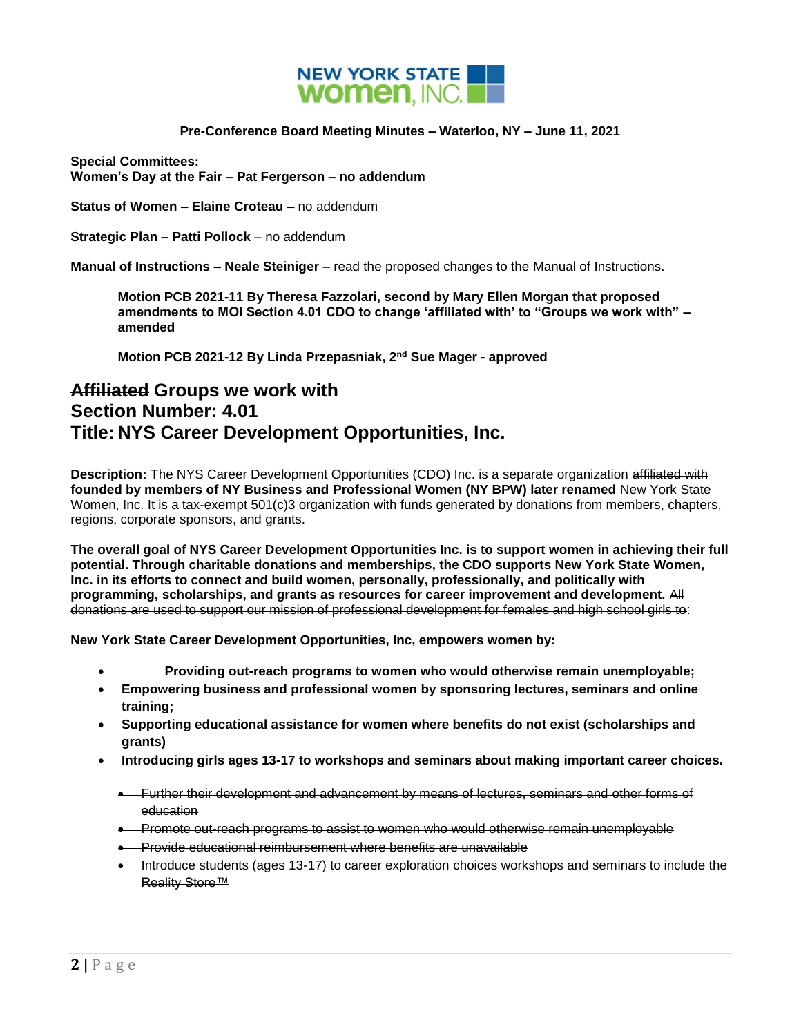**Pre-Conference Board Meeting Minutes – Waterloo, NY – June 11, 2021**

**Special Committees:**
**Women's Day at the Fair – Pat Fergerson – no addendum**

**Status of Women – Elaine Croteau –** no addendum

**Strategic Plan – Patti Pollock** – no addendum

**Manual of Instructions – Neale Steiniger** – read the proposed changes to the Manual of Instructions.

> **Motion PCB 2021-11 By Theresa Fazzolari, second by Mary Ellen Morgan that proposed amendments to MOI Section 4.01 CDO to change 'affiliated with' to "Groups we work with" – amended**
>
> **Motion PCB 2021-12 By Linda Przepasniak, 2nd Sue Mager - approved**

## ~~Affiliated~~ Groups we work with
## Section Number: 4.01
## Title: NYS Career Development Opportunities, Inc.

**Description:** The NYS Career Development Opportunities (CDO) Inc. is a separate organization ~~affiliated with~~ **founded by members of NY Business and Professional Women (NY BPW) later renamed** New York State Women, Inc. It is a tax-exempt 501(c)3 organization with funds generated by donations from members, chapters, regions, corporate sponsors, and grants.

**The overall goal of NYS Career Development Opportunities Inc. is to support women in achieving their full potential. Through charitable donations and memberships, the CDO supports New York State Women, Inc. in its efforts to connect and build women, personally, professionally, and politically with programming, scholarships, and grants as resources for career improvement and development.** ~~All donations are used to support our mission of professional development for females and high school girls to~~:

**New York State Career Development Opportunities, Inc, empowers women by:**

- **Providing out-reach programs to women who would otherwise remain unemployable;**
- **Empowering business and professional women by sponsoring lectures, seminars and online training;**
- **Supporting educational assistance for women where benefits do not exist (scholarships and grants)**
- **Introducing girls ages 13-17 to workshops and seminars about making important career choices.**
  - ~~Further their development and advancement by means of lectures, seminars and other forms of education~~
  - ~~Promote out-reach programs to assist to women who would otherwise remain unemployable~~
  - ~~Provide educational reimbursement where benefits are unavailable~~
  - ~~Introduce students (ages 13-17) to career exploration choices workshops and seminars to include the Reality Store™~~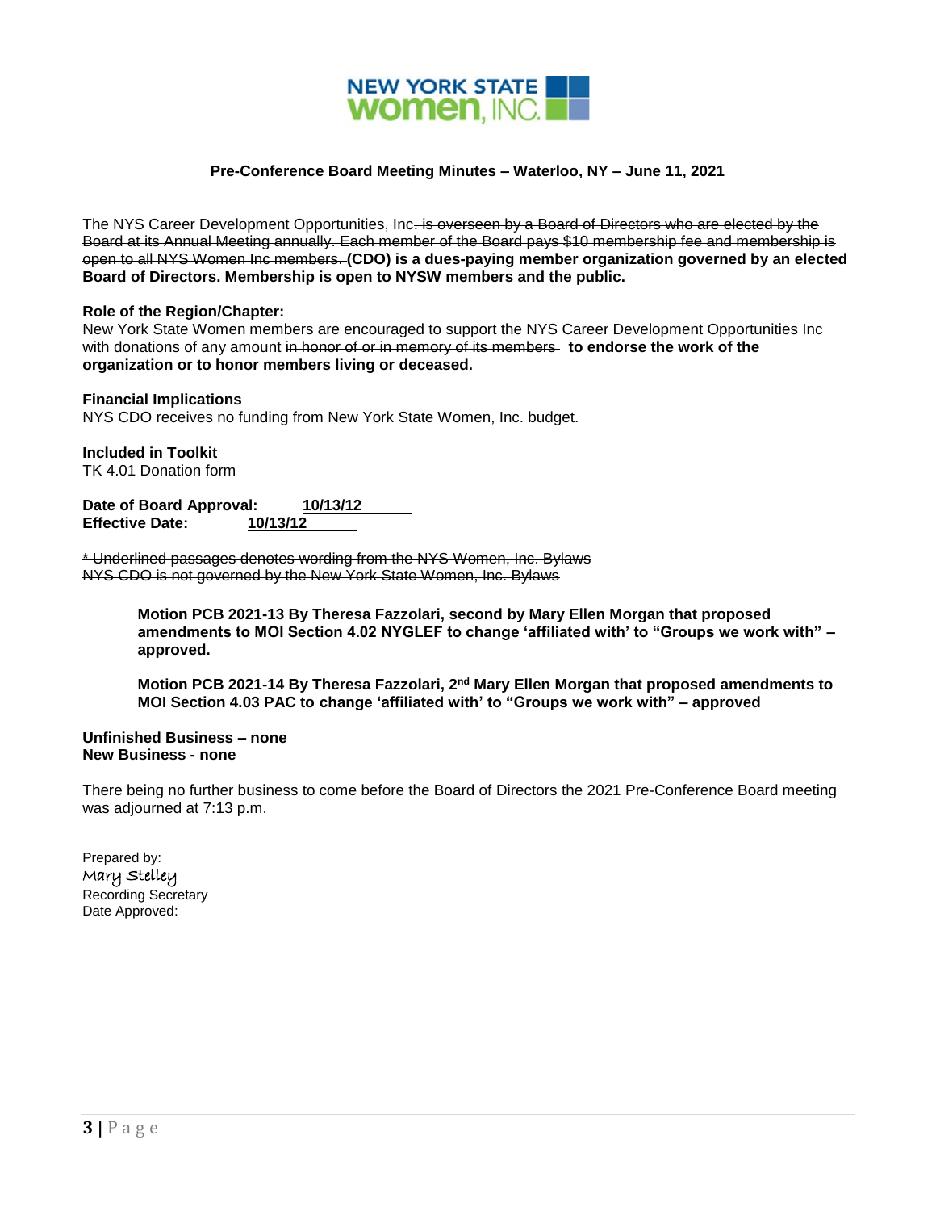**NEW YORK STATE women, INC.**

**Pre-Conference Board Meeting Minutes – Waterloo, NY – June 11, 2021**

The NYS Career Development Opportunities, Inc~~. is overseen by a Board of Directors who are elected by the Board at its Annual Meeting annually. Each member of the Board pays $10 membership fee and membership is open to all NYS Women Inc members.~~ **(CDO) is a dues-paying member organization governed by an elected Board of Directors. Membership is open to NYSW members and the public.**

**Role of the Region/Chapter:**
New York State Women members are encouraged to support the NYS Career Development Opportunities Inc with donations of any amount ~~in honor of or in memory of its members~~ **to endorse the work of the organization or to honor members living or deceased.**

**Financial Implications**
NYS CDO receives no funding from New York State Women, Inc. budget.

**Included in Toolkit**
TK 4.01 Donation form

**Date of Board Approval:** **10/13/12**
**Effective Date:** **10/13/12**

~~* Underlined passages denotes wording from the NYS Women, Inc. Bylaws~~
~~NYS CDO is not governed by the New York State Women, Inc. Bylaws~~

> **Motion PCB 2021-13 By Theresa Fazzolari, second by Mary Ellen Morgan that proposed amendments to MOI Section 4.02 NYGLEF to change 'affiliated with' to "Groups we work with" – approved.**
>
> **Motion PCB 2021-14 By Theresa Fazzolari, 2nd Mary Ellen Morgan that proposed amendments to MOI Section 4.03 PAC to change 'affiliated with' to "Groups we work with" – approved**

**Unfinished Business – none**
**New Business - none**

There being no further business to come before the Board of Directors the 2021 Pre-Conference Board meeting was adjourned at 7:13 p.m.

Prepared by:
Mary Stelley
Recording Secretary
Date Approved: